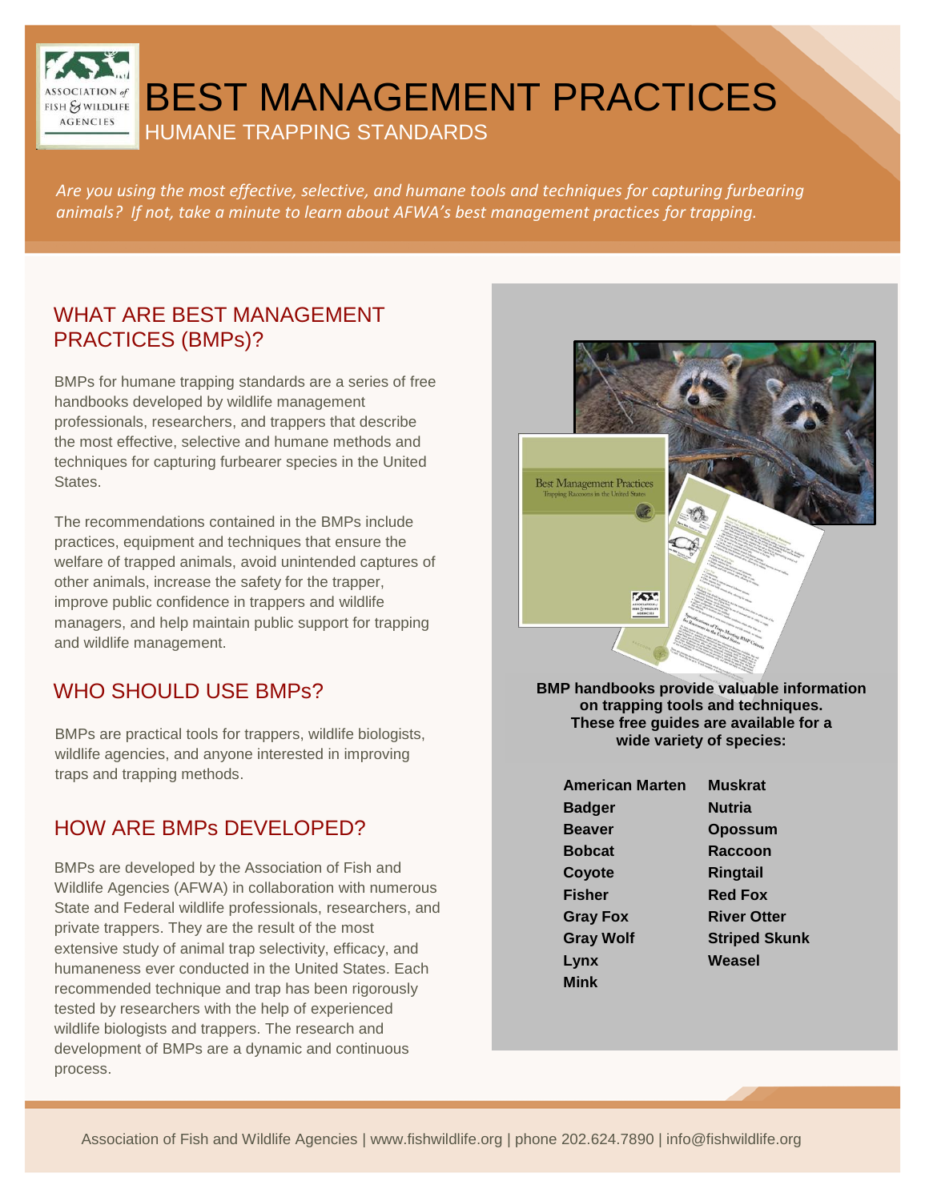# BEST MANAGEMENT PRACTICES

## HUMANE TRAPPING STANDARDS

*Are you using the most effective, selective, and humane tools and techniques for capturing furbearing animals? If not, take a minute to learn about AFWA's best management practices for trapping.*

## WHAT ARE BEST MANAGEMENT PRACTICES (BMPs)?

BMPs for humane trapping standards are a series of free handbooks developed by wildlife management professionals, researchers, and trappers that describe the most effective, selective and humane methods and techniques for capturing furbearer species in the United States.

The recommendations contained in the BMPs include practices, equipment and techniques that ensure the welfare of trapped animals, avoid unintended captures of other animals, increase the safety for the trapper, improve public confidence in trappers and wildlife managers, and help maintain public support for trapping and wildlife management.

## WHO SHOULD USE BMPs?

BMPs are practical tools for trappers, wildlife biologists, wildlife agencies, and anyone interested in improving traps and trapping methods.

## HOW ARE BMPs DEVELOPED?

BMPs are developed by the Association of Fish and Wildlife Agencies (AFWA) in collaboration with numerous State and Federal wildlife professionals, researchers, and private trappers. They are the result of the most extensive study of animal trap selectivity, efficacy, and humaneness ever conducted in the United States. Each recommended technique and trap has been rigorously tested by researchers with the help of experienced wildlife biologists and trappers. The research and development of BMPs are a dynamic and continuous process.

**BMP handbooks provide valuable information on trapping tools and techniques. These free guides are available for a wide variety of species:**

- **American Marten**
- **Badger**
- **Beaver**
- **Bobcat**
- **Coyote**
- **Fisher**
- **Gray Fox**
- **Gray Wolf**
- **Lynx**
- **Mink**
- **Muskrat**
- **Nutria**
- **Opossum**
- **Raccoon**
- **Ringtail**
- **Red Fox**
- **River Otter**
- **Striped Skunk**
- **Weasel**

Association of Fish and Wildlife Agencies | www.fishwildlife.org | phone 202.624.7890 | info@fishwildlife.org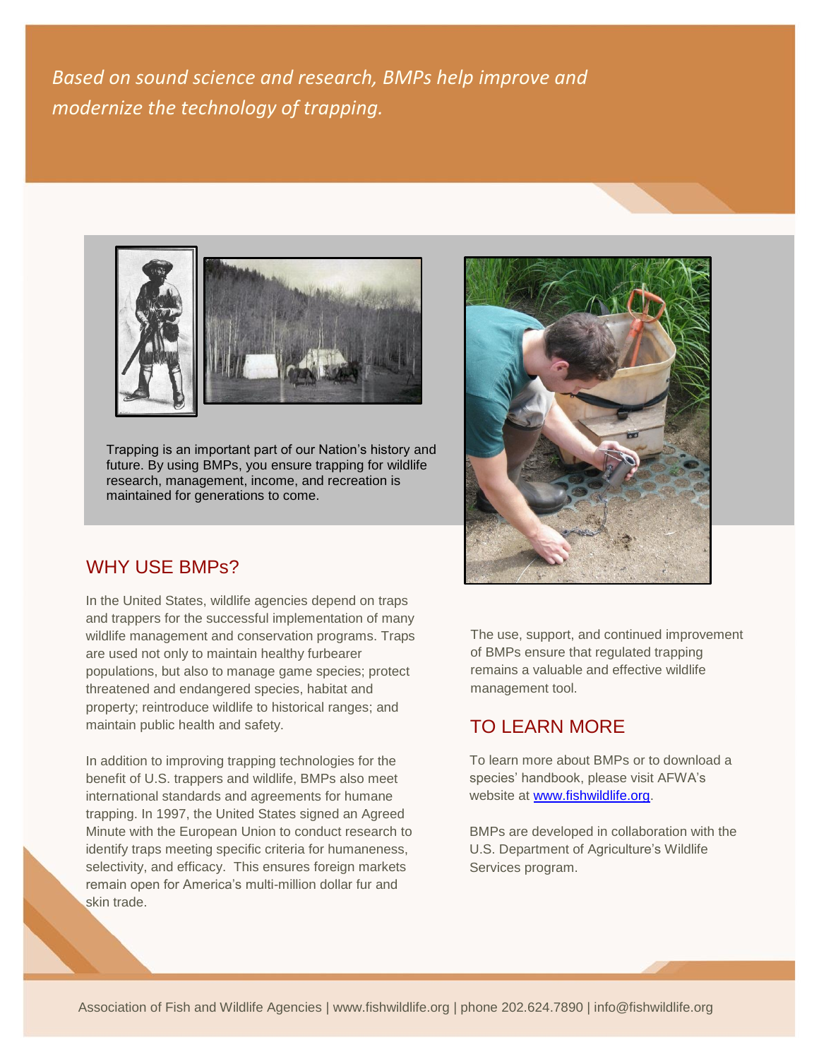*Based on sound science and research, BMPs help improve and modernize the technology of trapping.*

Trapping is an important part of our Nation's history and future. By using BMPs, you ensure trapping for wildlife research, management, income, and recreation is maintained for generations to come.

## WHY USE BMPs?

In the United States, wildlife agencies depend on traps and trappers for the successful implementation of many wildlife management and conservation programs. Traps are used not only to maintain healthy furbearer populations, but also to manage game species; protect threatened and endangered species, habitat and property; reintroduce wildlife to historical ranges; and maintain public health and safety.

In addition to improving trapping technologies for the benefit of U.S. trappers and wildlife, BMPs also meet international standards and agreements for humane trapping. In 1997, the United States signed an Agreed Minute with the European Union to conduct research to identify traps meeting specific criteria for humaneness, selectivity, and efficacy. This ensures foreign markets remain open for America's multi-million dollar fur and skin trade.

The use, support, and continued improvement of BMPs ensure that regulated trapping remains a valuable and effective wildlife management tool.

## TO LEARN MORE

To learn more about BMPs or to download a species' handbook, please visit AFWA's website at [www.fishwildlife.org](http://www.fishwildlife.org).

BMPs are developed in collaboration with the U.S. Department of Agriculture's Wildlife Services program.

Association of Fish and Wildlife Agencies | www.fishwildlife.org | phone 202.624.7890 | info@fishwildlife.org